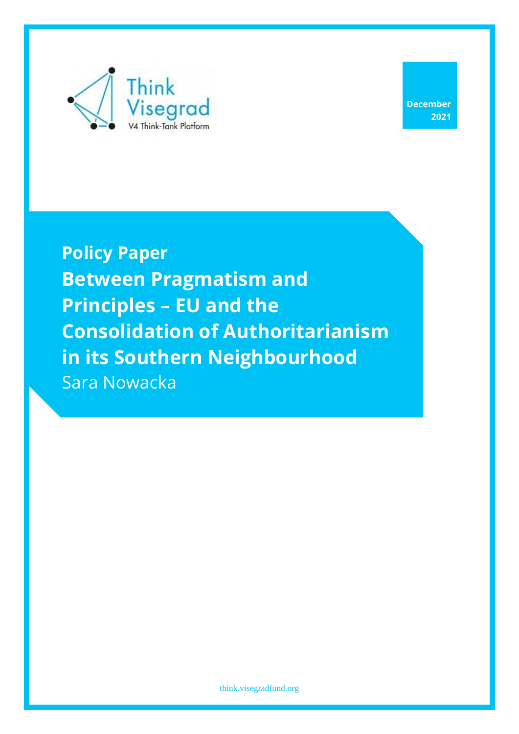Think Visegrad
V4 Think-Tank Platform

December 2021

**Policy Paper**

# Between Pragmatism and Principles – EU and the Consolidation of Authoritarianism in its Southern Neighbourhood

Sara Nowacka

think.visegradfund.org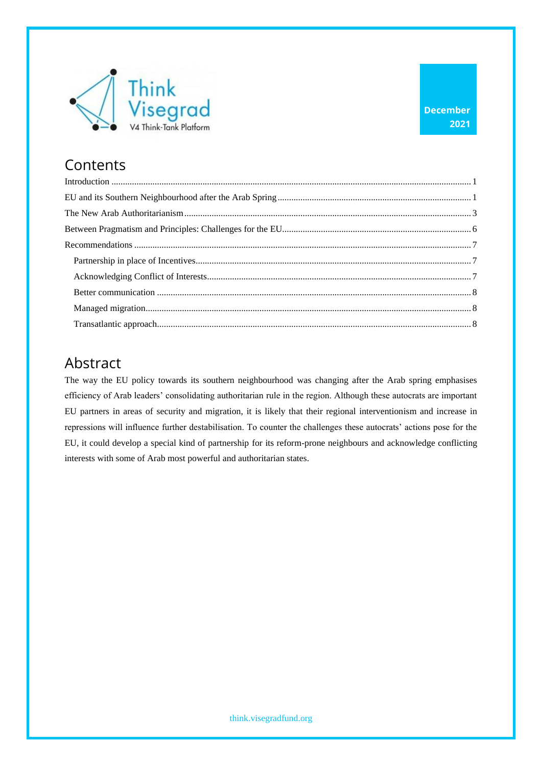Think Visegrad
V4 Think-Tank Platform

December 2021

# Contents

Introduction ..... 1

EU and its Southern Neighbourhood after the Arab Spring ..... 1

The New Arab Authoritarianism ..... 3

Between Pragmatism and Principles: Challenges for the EU ..... 6

Recommendations ..... 7

- Partnership in place of Incentives ..... 7
- Acknowledging Conflict of Interests ..... 7
- Better communication ..... 8
- Managed migration ..... 8
- Transatlantic approach ..... 8

# Abstract

The way the EU policy towards its southern neighbourhood was changing after the Arab spring emphasises efficiency of Arab leaders' consolidating authoritarian rule in the region. Although these autocrats are important EU partners in areas of security and migration, it is likely that their regional interventionism and increase in repressions will influence further destabilisation. To counter the challenges these autocrats' actions pose for the EU, it could develop a special kind of partnership for its reform-prone neighbours and acknowledge conflicting interests with some of Arab most powerful and authoritarian states.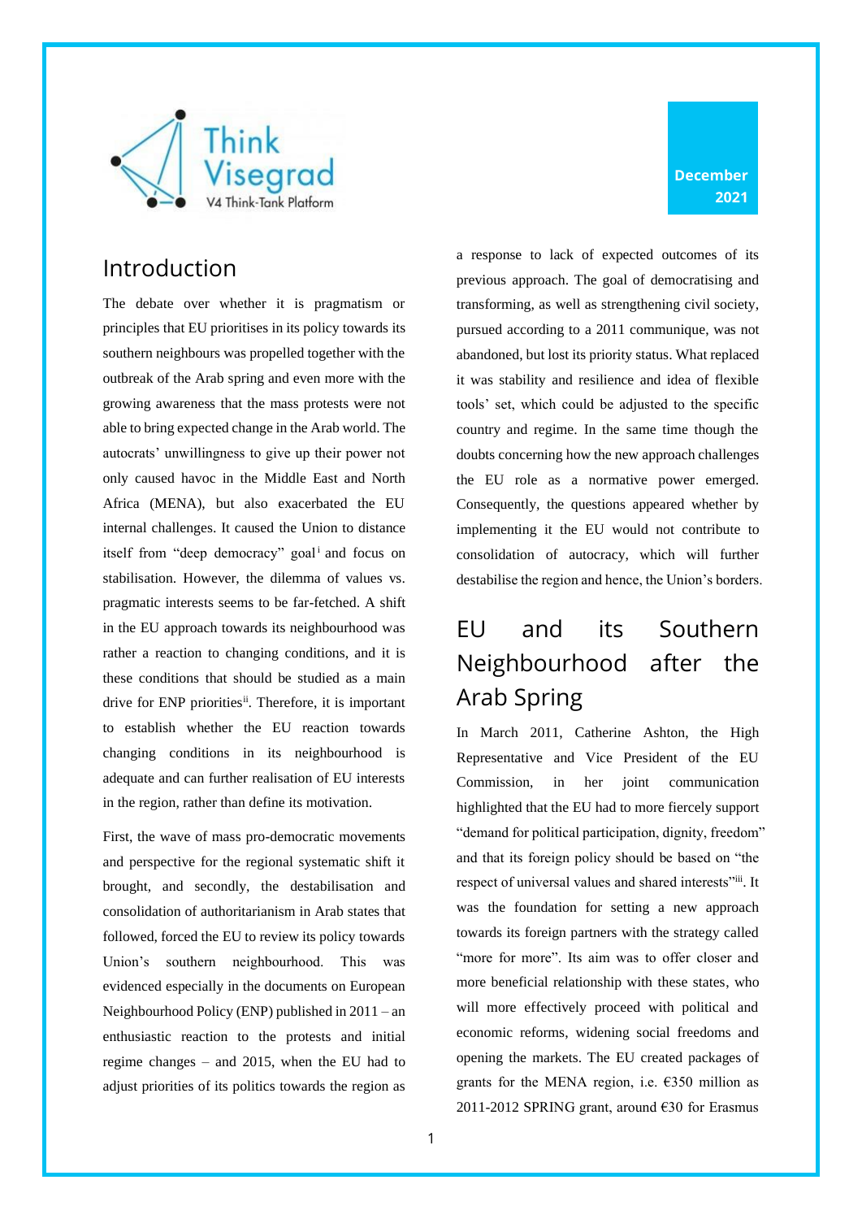## Introduction

The debate over whether it is pragmatism or principles that EU prioritises in its policy towards its southern neighbours was propelled together with the outbreak of the Arab spring and even more with the growing awareness that the mass protests were not able to bring expected change in the Arab world. The autocrats' unwillingness to give up their power not only caused havoc in the Middle East and North Africa (MENA), but also exacerbated the EU internal challenges. It caused the Union to distance itself from "deep democracy" goal[i] and focus on stabilisation. However, the dilemma of values vs. pragmatic interests seems to be far-fetched. A shift in the EU approach towards its neighbourhood was rather a reaction to changing conditions, and it is these conditions that should be studied as a main drive for ENP priorities[ii]. Therefore, it is important to establish whether the EU reaction towards changing conditions in its neighbourhood is adequate and can further realisation of EU interests in the region, rather than define its motivation.

First, the wave of mass pro-democratic movements and perspective for the regional systematic shift it brought, and secondly, the destabilisation and consolidation of authoritarianism in Arab states that followed, forced the EU to review its policy towards Union's southern neighbourhood. This was evidenced especially in the documents on European Neighbourhood Policy (ENP) published in 2011 – an enthusiastic reaction to the protests and initial regime changes – and 2015, when the EU had to adjust priorities of its politics towards the region as a response to lack of expected outcomes of its previous approach. The goal of democratising and transforming, as well as strengthening civil society, pursued according to a 2011 communique, was not abandoned, but lost its priority status. What replaced it was stability and resilience and idea of flexible tools' set, which could be adjusted to the specific country and regime. In the same time though the doubts concerning how the new approach challenges the EU role as a normative power emerged. Consequently, the questions appeared whether by implementing it the EU would not contribute to consolidation of autocracy, which will further destabilise the region and hence, the Union's borders.

## EU and its Southern Neighbourhood after the Arab Spring

In March 2011, Catherine Ashton, the High Representative and Vice President of the EU Commission, in her joint communication highlighted that the EU had to more fiercely support "demand for political participation, dignity, freedom" and that its foreign policy should be based on "the respect of universal values and shared interests"[iii]. It was the foundation for setting a new approach towards its foreign partners with the strategy called "more for more". Its aim was to offer closer and more beneficial relationship with these states, who will more effectively proceed with political and economic reforms, widening social freedoms and opening the markets. The EU created packages of grants for the MENA region, i.e. €350 million as 2011-2012 SPRING grant, around €30 for Erasmus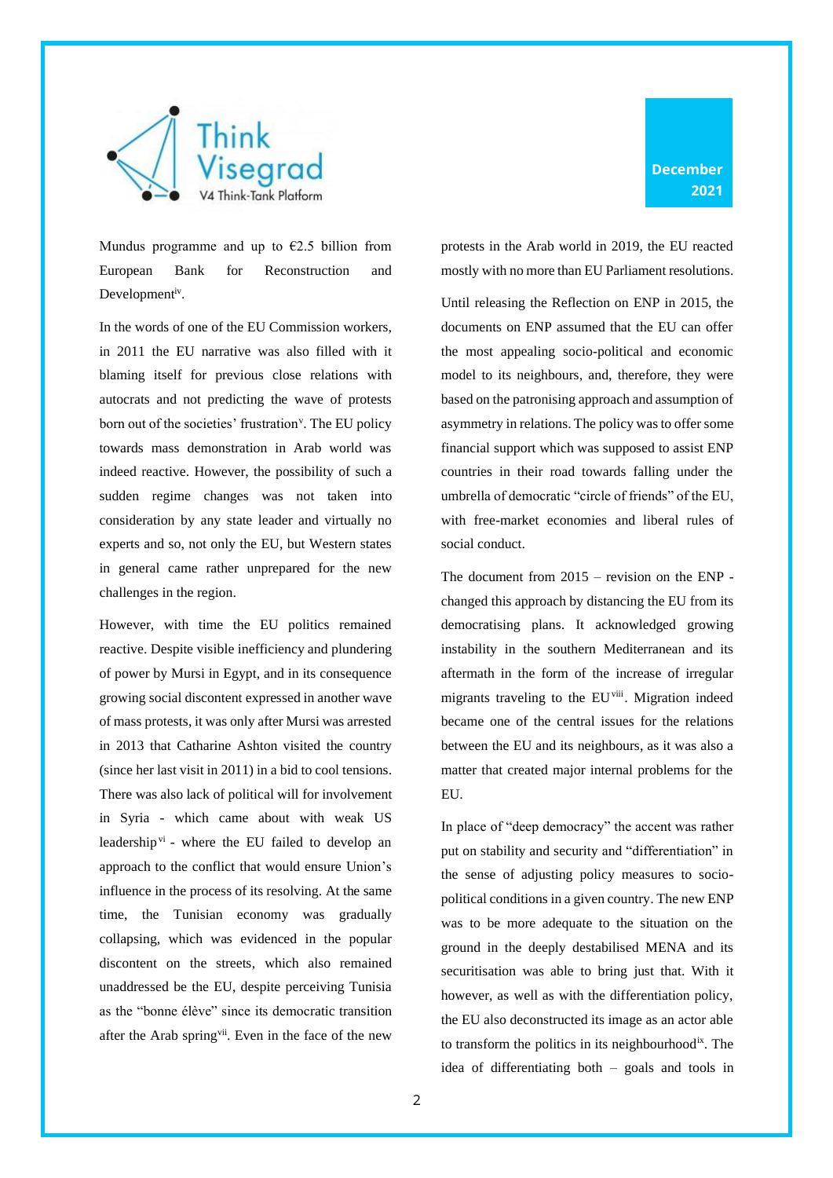Mundus programme and up to €2.5 billion from European Bank for Reconstruction and Development[iv].

In the words of one of the EU Commission workers, in 2011 the EU narrative was also filled with it blaming itself for previous close relations with autocrats and not predicting the wave of protests born out of the societies' frustration[v]. The EU policy towards mass demonstration in Arab world was indeed reactive. However, the possibility of such a sudden regime changes was not taken into consideration by any state leader and virtually no experts and so, not only the EU, but Western states in general came rather unprepared for the new challenges in the region.

However, with time the EU politics remained reactive. Despite visible inefficiency and plundering of power by Mursi in Egypt, and in its consequence growing social discontent expressed in another wave of mass protests, it was only after Mursi was arrested in 2013 that Catharine Ashton visited the country (since her last visit in 2011) in a bid to cool tensions. There was also lack of political will for involvement in Syria - which came about with weak US leadership[vi] - where the EU failed to develop an approach to the conflict that would ensure Union's influence in the process of its resolving. At the same time, the Tunisian economy was gradually collapsing, which was evidenced in the popular discontent on the streets, which also remained unaddressed be the EU, despite perceiving Tunisia as the "bonne élève" since its democratic transition after the Arab spring[vii]. Even in the face of the new protests in the Arab world in 2019, the EU reacted mostly with no more than EU Parliament resolutions.

Until releasing the Reflection on ENP in 2015, the documents on ENP assumed that the EU can offer the most appealing socio-political and economic model to its neighbours, and, therefore, they were based on the patronising approach and assumption of asymmetry in relations. The policy was to offer some financial support which was supposed to assist ENP countries in their road towards falling under the umbrella of democratic "circle of friends" of the EU, with free-market economies and liberal rules of social conduct.

The document from 2015 – revision on the ENP - changed this approach by distancing the EU from its democratising plans. It acknowledged growing instability in the southern Mediterranean and its aftermath in the form of the increase of irregular migrants traveling to the EU[viii]. Migration indeed became one of the central issues for the relations between the EU and its neighbours, as it was also a matter that created major internal problems for the EU.

In place of "deep democracy" the accent was rather put on stability and security and "differentiation" in the sense of adjusting policy measures to socio-political conditions in a given country. The new ENP was to be more adequate to the situation on the ground in the deeply destabilised MENA and its securitisation was able to bring just that. With it however, as well as with the differentiation policy, the EU also deconstructed its image as an actor able to transform the politics in its neighbourhood[ix]. The idea of differentiating both – goals and tools in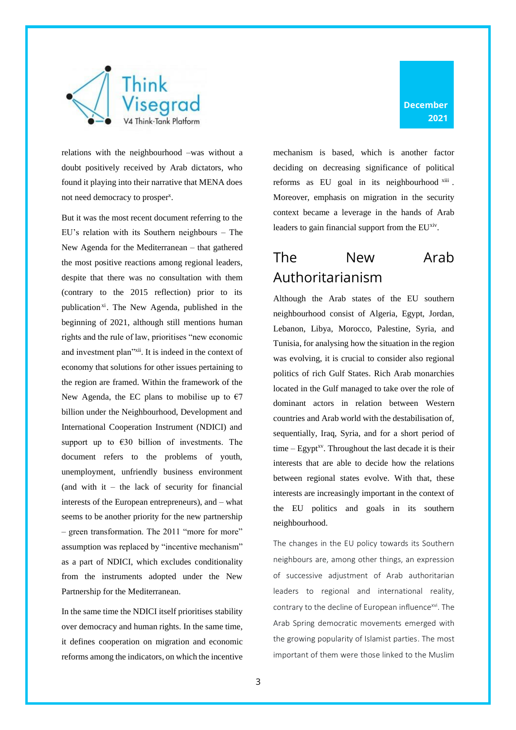relations with the neighbourhood –was without a doubt positively received by Arab dictators, who found it playing into their narrative that MENA does not need democracy to prosper[x].

But it was the most recent document referring to the EU's relation with its Southern neighbours – The New Agenda for the Mediterranean – that gathered the most positive reactions among regional leaders, despite that there was no consultation with them (contrary to the 2015 reflection) prior to its publication[xi]. The New Agenda, published in the beginning of 2021, although still mentions human rights and the rule of law, prioritises "new economic and investment plan"[xii]. It is indeed in the context of economy that solutions for other issues pertaining to the region are framed. Within the framework of the New Agenda, the EC plans to mobilise up to €7 billion under the Neighbourhood, Development and International Cooperation Instrument (NDICI) and support up to €30 billion of investments. The document refers to the problems of youth, unemployment, unfriendly business environment (and with it – the lack of security for financial interests of the European entrepreneurs), and – what seems to be another priority for the new partnership – green transformation. The 2011 "more for more" assumption was replaced by "incentive mechanism" as a part of NDICI, which excludes conditionality from the instruments adopted under the New Partnership for the Mediterranean.

In the same time the NDICI itself prioritises stability over democracy and human rights. In the same time, it defines cooperation on migration and economic reforms among the indicators, on which the incentive mechanism is based, which is another factor deciding on decreasing significance of political reforms as EU goal in its neighbourhood[xiii]. Moreover, emphasis on migration in the security context became a leverage in the hands of Arab leaders to gain financial support from the EU[xiv].

## The New Arab Authoritarianism

Although the Arab states of the EU southern neighbourhood consist of Algeria, Egypt, Jordan, Lebanon, Libya, Morocco, Palestine, Syria, and Tunisia, for analysing how the situation in the region was evolving, it is crucial to consider also regional politics of rich Gulf States. Rich Arab monarchies located in the Gulf managed to take over the role of dominant actors in relation between Western countries and Arab world with the destabilisation of, sequentially, Iraq, Syria, and for a short period of time – Egypt[xv]. Throughout the last decade it is their interests that are able to decide how the relations between regional states evolve. With that, these interests are increasingly important in the context of the EU politics and goals in its southern neighbourhood.

The changes in the EU policy towards its Southern neighbours are, among other things, an expression of successive adjustment of Arab authoritarian leaders to regional and international reality, contrary to the decline of European influence[xvi]. The Arab Spring democratic movements emerged with the growing popularity of Islamist parties. The most important of them were those linked to the Muslim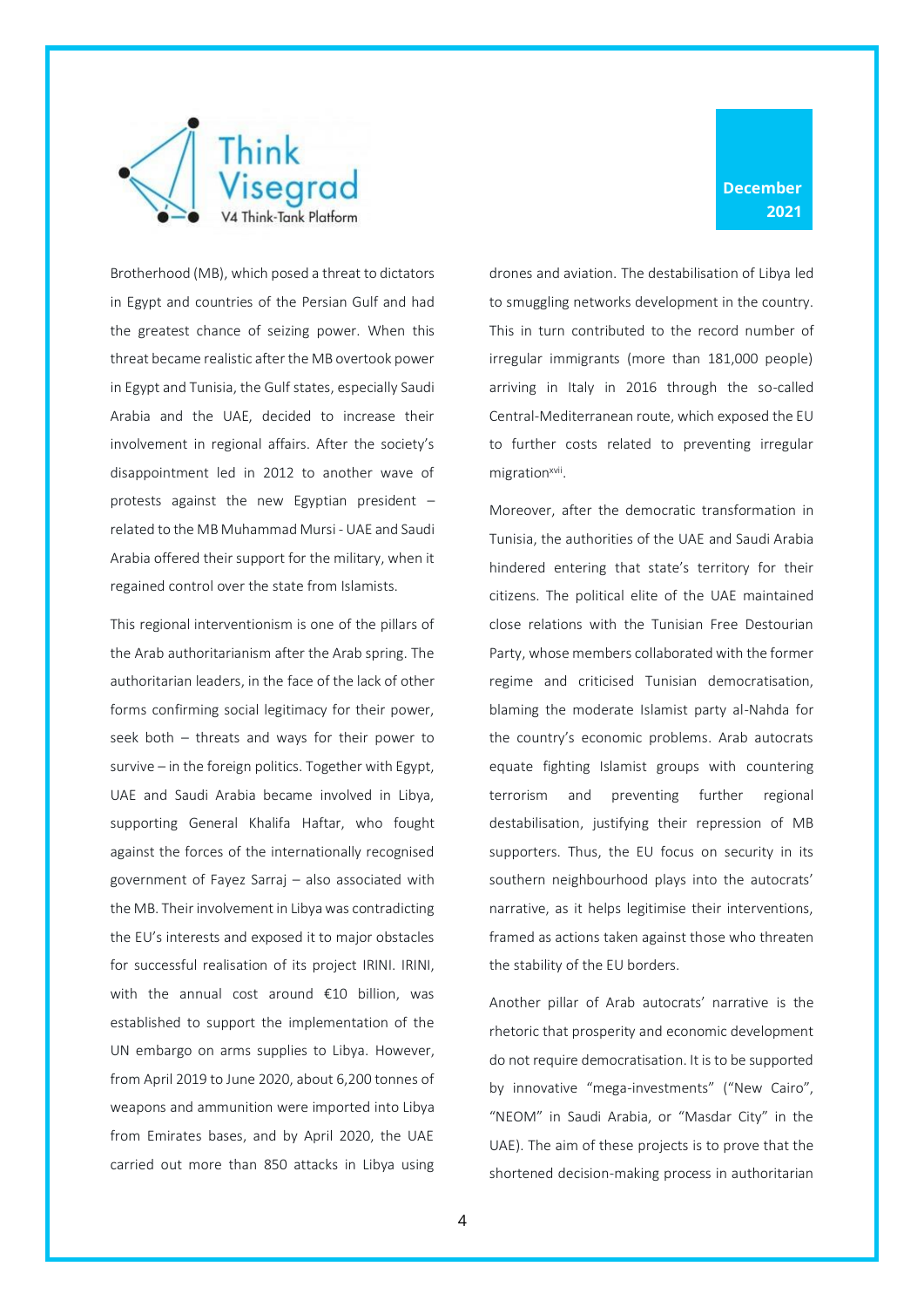Brotherhood (MB), which posed a threat to dictators in Egypt and countries of the Persian Gulf and had the greatest chance of seizing power. When this threat became realistic after the MB overtook power in Egypt and Tunisia, the Gulf states, especially Saudi Arabia and the UAE, decided to increase their involvement in regional affairs. After the society's disappointment led in 2012 to another wave of protests against the new Egyptian president – related to the MB Muhammad Mursi - UAE and Saudi Arabia offered their support for the military, when it regained control over the state from Islamists.

This regional interventionism is one of the pillars of the Arab authoritarianism after the Arab spring. The authoritarian leaders, in the face of the lack of other forms confirming social legitimacy for their power, seek both – threats and ways for their power to survive – in the foreign politics. Together with Egypt, UAE and Saudi Arabia became involved in Libya, supporting General Khalifa Haftar, who fought against the forces of the internationally recognised government of Fayez Sarraj – also associated with the MB. Their involvement in Libya was contradicting the EU's interests and exposed it to major obstacles for successful realisation of its project IRINI. IRINI, with the annual cost around €10 billion, was established to support the implementation of the UN embargo on arms supplies to Libya. However, from April 2019 to June 2020, about 6,200 tonnes of weapons and ammunition were imported into Libya from Emirates bases, and by April 2020, the UAE carried out more than 850 attacks in Libya using drones and aviation. The destabilisation of Libya led to smuggling networks development in the country. This in turn contributed to the record number of irregular immigrants (more than 181,000 people) arriving in Italy in 2016 through the so-called Central-Mediterranean route, which exposed the EU to further costs related to preventing irregular migration[xvii].

Moreover, after the democratic transformation in Tunisia, the authorities of the UAE and Saudi Arabia hindered entering that state's territory for their citizens. The political elite of the UAE maintained close relations with the Tunisian Free Destourian Party, whose members collaborated with the former regime and criticised Tunisian democratisation, blaming the moderate Islamist party al-Nahda for the country's economic problems. Arab autocrats equate fighting Islamist groups with countering terrorism and preventing further regional destabilisation, justifying their repression of MB supporters. Thus, the EU focus on security in its southern neighbourhood plays into the autocrats' narrative, as it helps legitimise their interventions, framed as actions taken against those who threaten the stability of the EU borders.

Another pillar of Arab autocrats' narrative is the rhetoric that prosperity and economic development do not require democratisation. It is to be supported by innovative "mega-investments" ("New Cairo", "NEOM" in Saudi Arabia, or "Masdar City" in the UAE). The aim of these projects is to prove that the shortened decision-making process in authoritarian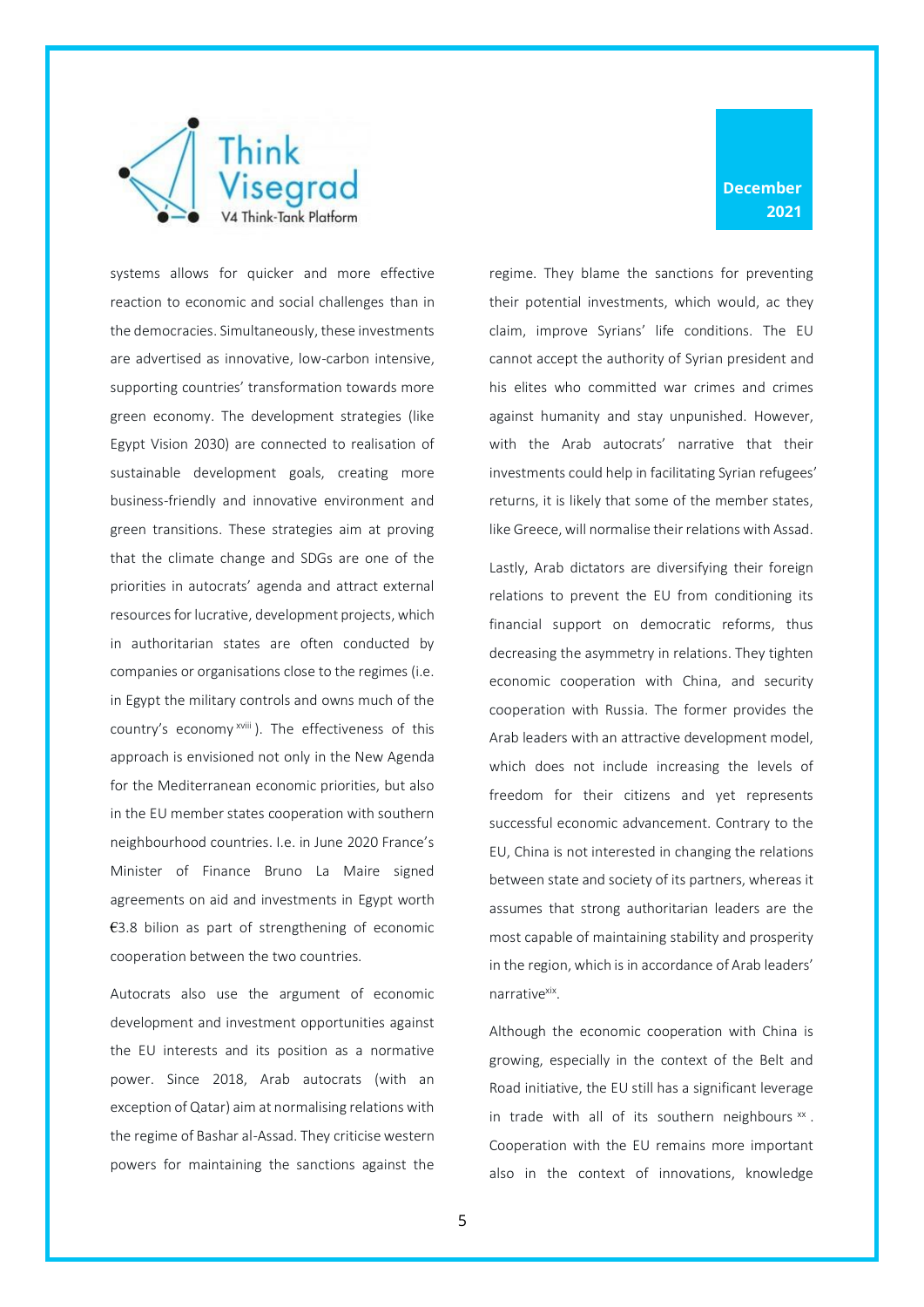systems allows for quicker and more effective reaction to economic and social challenges than in the democracies. Simultaneously, these investments are advertised as innovative, low-carbon intensive, supporting countries' transformation towards more green economy. The development strategies (like Egypt Vision 2030) are connected to realisation of sustainable development goals, creating more business-friendly and innovative environment and green transitions. These strategies aim at proving that the climate change and SDGs are one of the priorities in autocrats' agenda and attract external resources for lucrative, development projects, which in authoritarian states are often conducted by companies or organisations close to the regimes (i.e. in Egypt the military controls and owns much of the country's economy [xviii]). The effectiveness of this approach is envisioned not only in the New Agenda for the Mediterranean economic priorities, but also in the EU member states cooperation with southern neighbourhood countries. I.e. in June 2020 France's Minister of Finance Bruno La Maire signed agreements on aid and investments in Egypt worth €3.8 bilion as part of strengthening of economic cooperation between the two countries.

Autocrats also use the argument of economic development and investment opportunities against the EU interests and its position as a normative power. Since 2018, Arab autocrats (with an exception of Qatar) aim at normalising relations with the regime of Bashar al-Assad. They criticise western powers for maintaining the sanctions against the regime. They blame the sanctions for preventing their potential investments, which would, ac they claim, improve Syrians' life conditions. The EU cannot accept the authority of Syrian president and his elites who committed war crimes and crimes against humanity and stay unpunished. However, with the Arab autocrats' narrative that their investments could help in facilitating Syrian refugees' returns, it is likely that some of the member states, like Greece, will normalise their relations with Assad.

Lastly, Arab dictators are diversifying their foreign relations to prevent the EU from conditioning its financial support on democratic reforms, thus decreasing the asymmetry in relations. They tighten economic cooperation with China, and security cooperation with Russia. The former provides the Arab leaders with an attractive development model, which does not include increasing the levels of freedom for their citizens and yet represents successful economic advancement. Contrary to the EU, China is not interested in changing the relations between state and society of its partners, whereas it assumes that strong authoritarian leaders are the most capable of maintaining stability and prosperity in the region, which is in accordance of Arab leaders' narrative[xix].

Although the economic cooperation with China is growing, especially in the context of the Belt and Road initiative, the EU still has a significant leverage in trade with all of its southern neighbours [xx]. Cooperation with the EU remains more important also in the context of innovations, knowledge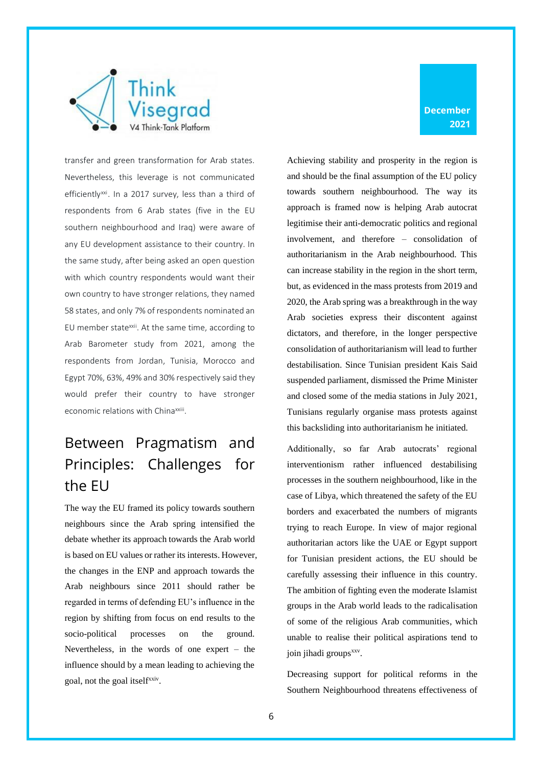transfer and green transformation for Arab states. Nevertheless, this leverage is not communicated efficiently[xxi]. In a 2017 survey, less than a third of respondents from 6 Arab states (five in the EU southern neighbourhood and Iraq) were aware of any EU development assistance to their country. In the same study, after being asked an open question with which country respondents would want their own country to have stronger relations, they named 58 states, and only 7% of respondents nominated an EU member state[xxii]. At the same time, according to Arab Barometer study from 2021, among the respondents from Jordan, Tunisia, Morocco and Egypt 70%, 63%, 49% and 30% respectively said they would prefer their country to have stronger economic relations with China[xxiii].

## Between Pragmatism and Principles: Challenges for the EU

The way the EU framed its policy towards southern neighbours since the Arab spring intensified the debate whether its approach towards the Arab world is based on EU values or rather its interests. However, the changes in the ENP and approach towards the Arab neighbours since 2011 should rather be regarded in terms of defending EU's influence in the region by shifting from focus on end results to the socio-political processes on the ground. Nevertheless, in the words of one expert – the influence should by a mean leading to achieving the goal, not the goal itself[xxiv].

Achieving stability and prosperity in the region is and should be the final assumption of the EU policy towards southern neighbourhood. The way its approach is framed now is helping Arab autocrat legitimise their anti-democratic politics and regional involvement, and therefore – consolidation of authoritarianism in the Arab neighbourhood. This can increase stability in the region in the short term, but, as evidenced in the mass protests from 2019 and 2020, the Arab spring was a breakthrough in the way Arab societies express their discontent against dictators, and therefore, in the longer perspective consolidation of authoritarianism will lead to further destabilisation. Since Tunisian president Kais Said suspended parliament, dismissed the Prime Minister and closed some of the media stations in July 2021, Tunisians regularly organise mass protests against this backsliding into authoritarianism he initiated.

Additionally, so far Arab autocrats' regional interventionism rather influenced destabilising processes in the southern neighbourhood, like in the case of Libya, which threatened the safety of the EU borders and exacerbated the numbers of migrants trying to reach Europe. In view of major regional authoritarian actors like the UAE or Egypt support for Tunisian president actions, the EU should be carefully assessing their influence in this country. The ambition of fighting even the moderate Islamist groups in the Arab world leads to the radicalisation of some of the religious Arab communities, which unable to realise their political aspirations tend to join jihadi groups[xxv].

Decreasing support for political reforms in the Southern Neighbourhood threatens effectiveness of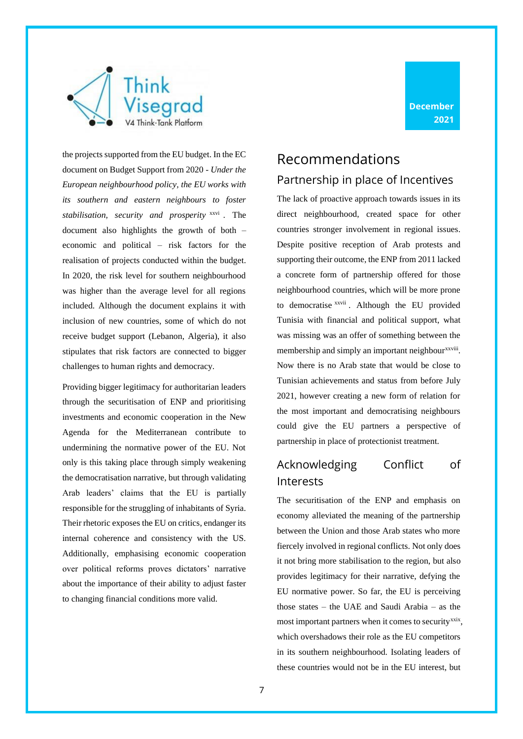the projects supported from the EU budget. In the EC document on Budget Support from 2020 - *Under the European neighbourhood policy, the EU works with its southern and eastern neighbours to foster stabilisation, security and prosperity* [xxvi]. The document also highlights the growth of both – economic and political – risk factors for the realisation of projects conducted within the budget. In 2020, the risk level for southern neighbourhood was higher than the average level for all regions included. Although the document explains it with inclusion of new countries, some of which do not receive budget support (Lebanon, Algeria), it also stipulates that risk factors are connected to bigger challenges to human rights and democracy.

Providing bigger legitimacy for authoritarian leaders through the securitisation of ENP and prioritising investments and economic cooperation in the New Agenda for the Mediterranean contribute to undermining the normative power of the EU. Not only is this taking place through simply weakening the democratisation narrative, but through validating Arab leaders' claims that the EU is partially responsible for the struggling of inhabitants of Syria. Their rhetoric exposes the EU on critics, endanger its internal coherence and consistency with the US. Additionally, emphasising economic cooperation over political reforms proves dictators' narrative about the importance of their ability to adjust faster to changing financial conditions more valid.

# Recommendations

## Partnership in place of Incentives

The lack of proactive approach towards issues in its direct neighbourhood, created space for other countries stronger involvement in regional issues. Despite positive reception of Arab protests and supporting their outcome, the ENP from 2011 lacked a concrete form of partnership offered for those neighbourhood countries, which will be more prone to democratise [xxvii]. Although the EU provided Tunisia with financial and political support, what was missing was an offer of something between the membership and simply an important neighbour[xxviii]. Now there is no Arab state that would be close to Tunisian achievements and status from before July 2021, however creating a new form of relation for the most important and democratising neighbours could give the EU partners a perspective of partnership in place of protectionist treatment.

## Acknowledging Conflict of Interests

The securitisation of the ENP and emphasis on economy alleviated the meaning of the partnership between the Union and those Arab states who more fiercely involved in regional conflicts. Not only does it not bring more stabilisation to the region, but also provides legitimacy for their narrative, defying the EU normative power. So far, the EU is perceiving those states – the UAE and Saudi Arabia – as the most important partners when it comes to security[xxix], which overshadows their role as the EU competitors in its southern neighbourhood. Isolating leaders of these countries would not be in the EU interest, but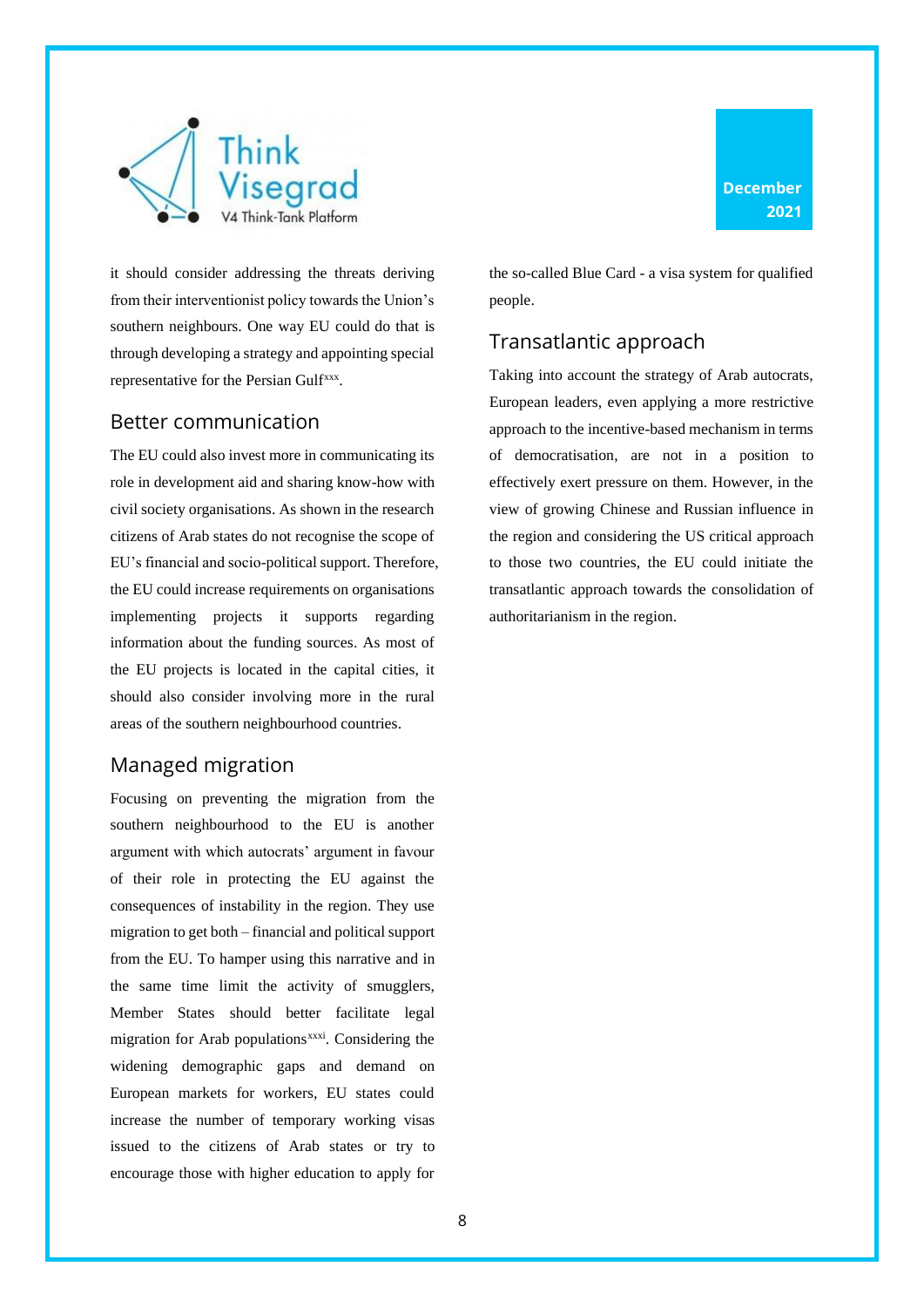it should consider addressing the threats deriving from their interventionist policy towards the Union's southern neighbours. One way EU could do that is through developing a strategy and appointing special representative for the Persian Gulf[xxx].

## Better communication

The EU could also invest more in communicating its role in development aid and sharing know-how with civil society organisations. As shown in the research citizens of Arab states do not recognise the scope of EU's financial and socio-political support. Therefore, the EU could increase requirements on organisations implementing projects it supports regarding information about the funding sources. As most of the EU projects is located in the capital cities, it should also consider involving more in the rural areas of the southern neighbourhood countries.

## Managed migration

Focusing on preventing the migration from the southern neighbourhood to the EU is another argument with which autocrats' argument in favour of their role in protecting the EU against the consequences of instability in the region. They use migration to get both – financial and political support from the EU. To hamper using this narrative and in the same time limit the activity of smugglers, Member States should better facilitate legal migration for Arab populations[xxxi]. Considering the widening demographic gaps and demand on European markets for workers, EU states could increase the number of temporary working visas issued to the citizens of Arab states or try to encourage those with higher education to apply for the so-called Blue Card - a visa system for qualified people.

## Transatlantic approach

Taking into account the strategy of Arab autocrats, European leaders, even applying a more restrictive approach to the incentive-based mechanism in terms of democratisation, are not in a position to effectively exert pressure on them. However, in the view of growing Chinese and Russian influence in the region and considering the US critical approach to those two countries, the EU could initiate the transatlantic approach towards the consolidation of authoritarianism in the region.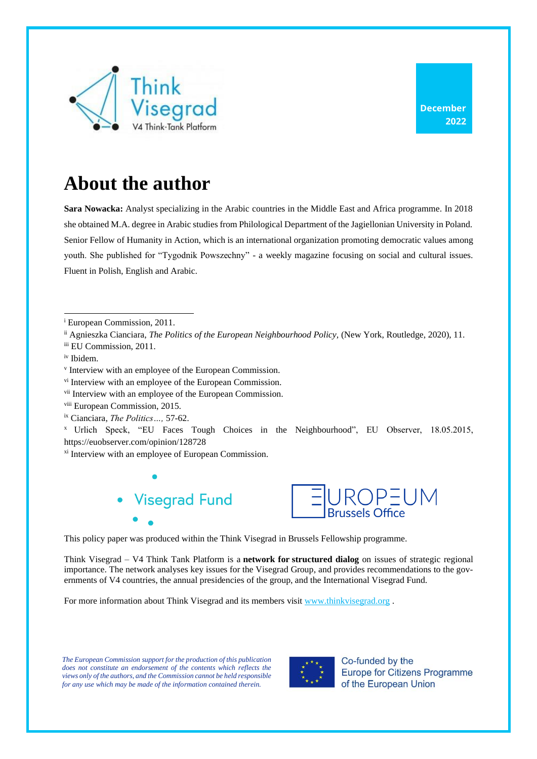# About the author

**Sara Nowacka:** Analyst specializing in the Arabic countries in the Middle East and Africa programme. In 2018 she obtained M.A. degree in Arabic studies from Philological Department of the Jagiellonian University in Poland. Senior Fellow of Humanity in Action, which is an international organization promoting democratic values among youth. She published for "Tygodnik Powszechny" - a weekly magazine focusing on social and cultural issues. Fluent in Polish, English and Arabic.

---

[i] European Commission, 2011.

[ii] Agnieszka Cianciara, *The Politics of the European Neighbourhood Policy*, (New York, Routledge, 2020), 11.

[iii] EU Commission, 2011.

[iv] Ibidem.

[v] Interview with an employee of the European Commission.

[vi] Interview with an employee of the European Commission.

[vii] Interview with an employee of the European Commission.

[viii] European Commission, 2015.

[ix] Cianciara, *The Politics…,* 57-62.

[x] Urlich Speck, "EU Faces Tough Choices in the Neighbourhood", EU Observer, 18.05.2015, https://euobserver.com/opinion/128728

[xi] Interview with an employee of European Commission.

This policy paper was produced within the Think Visegrad in Brussels Fellowship programme.

Think Visegrad – V4 Think Tank Platform is a **network for structured dialog** on issues of strategic regional importance. The network analyses key issues for the Visegrad Group, and provides recommendations to the governments of V4 countries, the annual presidencies of the group, and the International Visegrad Fund.

For more information about Think Visegrad and its members visit www.thinkvisegrad.org .

*The European Commission support for the production of this publication does not constitute an endorsement of the contents which reflects the views only of the authors, and the Commission cannot be held responsible for any use which may be made of the information contained therein.*

Co-funded by the Europe for Citizens Programme of the European Union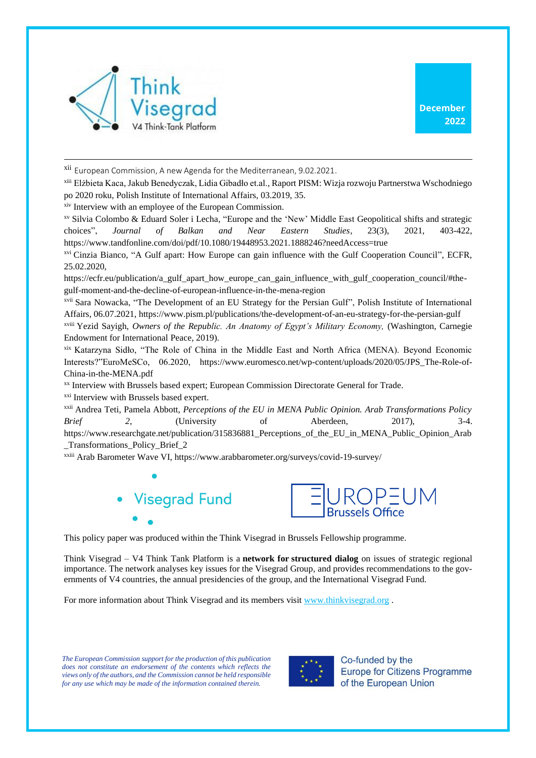[xii] European Commission, A new Agenda for the Mediterranean, 9.02.2021.

[xiii] Elżbieta Kaca, Jakub Benedyczak, Lidia Gibadło et.al., Raport PISM: Wizja rozwoju Partnerstwa Wschodniego po 2020 roku, Polish Institute of International Affairs, 03.2019, 35.

[xiv] Interview with an employee of the European Commission.

[xv] Silvia Colombo & Eduard Soler i Lecha, "Europe and the 'New' Middle East Geopolitical shifts and strategic choices", *Journal of Balkan and Near Eastern Studies*, 23(3), 2021, 403-422, https://www.tandfonline.com/doi/pdf/10.1080/19448953.2021.1888246?needAccess=true

[xvi] Cinzia Bianco, "A Gulf apart: How Europe can gain influence with the Gulf Cooperation Council", ECFR, 25.02.2020, https://ecfr.eu/publication/a_gulf_apart_how_europe_can_gain_influence_with_gulf_cooperation_council/#the-gulf-moment-and-the-decline-of-european-influence-in-the-mena-region

[xvii] Sara Nowacka, "The Development of an EU Strategy for the Persian Gulf", Polish Institute of International Affairs, 06.07.2021, https://www.pism.pl/publications/the-development-of-an-eu-strategy-for-the-persian-gulf

[xviii] Yezid Sayigh, *Owners of the Republic. An Anatomy of Egypt's Military Economy,* (Washington, Carnegie Endowment for International Peace, 2019).

[xix] Katarzyna Sidło, "The Role of China in the Middle East and North Africa (MENA). Beyond Economic Interests?"EuroMeSCo, 06.2020, https://www.euromesco.net/wp-content/uploads/2020/05/JPS_The-Role-of-China-in-the-MENA.pdf

[xx] Interview with Brussels based expert; European Commission Directorate General for Trade.

[xxi] Interview with Brussels based expert.

[xxii] Andrea Teti, Pamela Abbott, *Perceptions of the EU in MENA Public Opinion. Arab Transformations Policy Brief 2*, (University of Aberdeen, 2017), 3-4. https://www.researchgate.net/publication/315836881_Perceptions_of_the_EU_in_MENA_Public_Opinion_Arab_Transformations_Policy_Brief_2

[xxiii] Arab Barometer Wave VI, https://www.arabbarometer.org/surveys/covid-19-survey/

Visegrad Fund

EUROPEUM Brussels Office

This policy paper was produced within the Think Visegrad in Brussels Fellowship programme.

Think Visegrad – V4 Think Tank Platform is a **network for structured dialog** on issues of strategic regional importance. The network analyses key issues for the Visegrad Group, and provides recommendations to the governments of V4 countries, the annual presidencies of the group, and the International Visegrad Fund.

For more information about Think Visegrad and its members visit www.thinkvisegrad.org .

*The European Commission support for the production of this publication does not constitute an endorsement of the contents which reflects the views only of the authors, and the Commission cannot be held responsible for any use which may be made of the information contained therein.*

Co-funded by the Europe for Citizens Programme of the European Union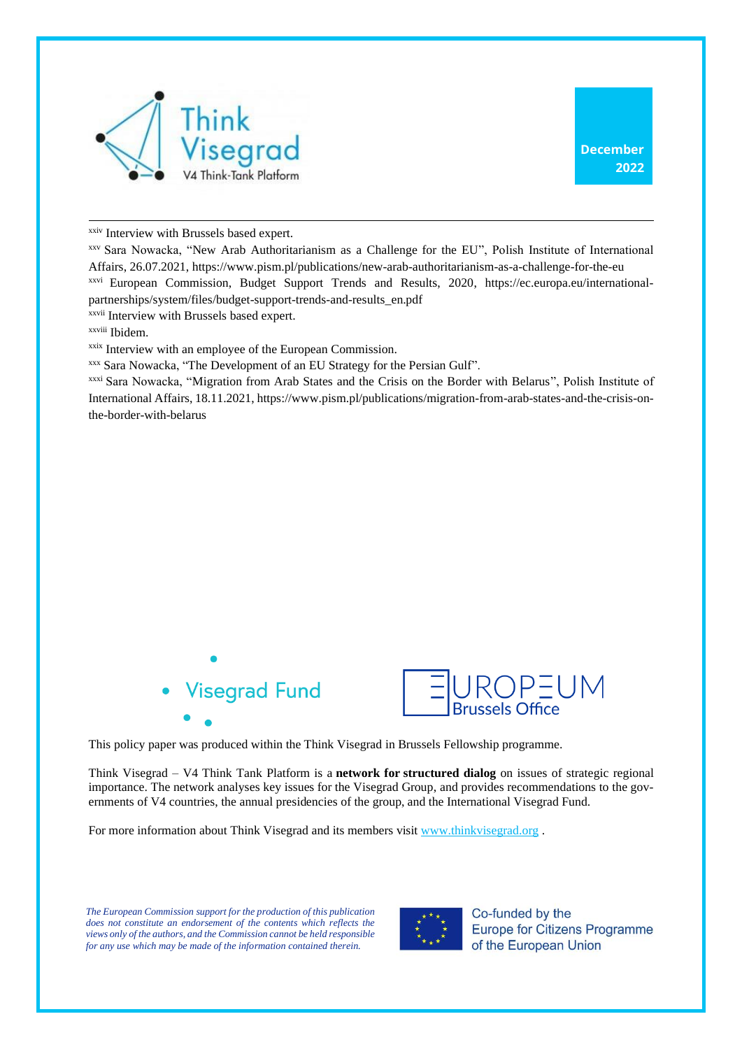[xxiv] Interview with Brussels based expert.

[xxv] Sara Nowacka, "New Arab Authoritarianism as a Challenge for the EU", Polish Institute of International Affairs, 26.07.2021, https://www.pism.pl/publications/new-arab-authoritarianism-as-a-challenge-for-the-eu

[xxvi] European Commission, Budget Support Trends and Results, 2020, https://ec.europa.eu/international-partnerships/system/files/budget-support-trends-and-results_en.pdf

[xxvii] Interview with Brussels based expert.

[xxviii] Ibidem.

[xxix] Interview with an employee of the European Commission.

[xxx] Sara Nowacka, "The Development of an EU Strategy for the Persian Gulf".

[xxxi] Sara Nowacka, "Migration from Arab States and the Crisis on the Border with Belarus", Polish Institute of International Affairs, 18.11.2021, https://www.pism.pl/publications/migration-from-arab-states-and-the-crisis-on-the-border-with-belarus

This policy paper was produced within the Think Visegrad in Brussels Fellowship programme.

Think Visegrad – V4 Think Tank Platform is a **network for structured dialog** on issues of strategic regional importance. The network analyses key issues for the Visegrad Group, and provides recommendations to the governments of V4 countries, the annual presidencies of the group, and the International Visegrad Fund.

For more information about Think Visegrad and its members visit www.thinkvisegrad.org .

*The European Commission support for the production of this publication does not constitute an endorsement of the contents which reflects the views only of the authors, and the Commission cannot be held responsible for any use which may be made of the information contained therein.*

Co-funded by the Europe for Citizens Programme of the European Union